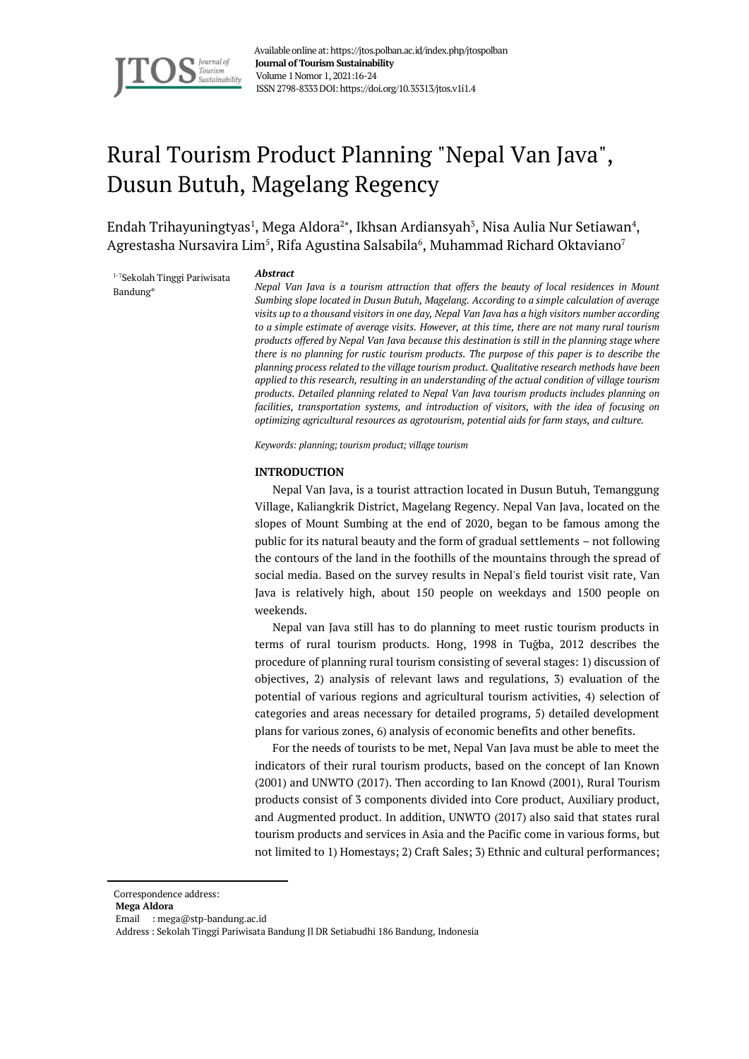Available online at: https://jtos.polban.ac.id/index.php/jtospolban
**Journal of Tourism Sustainability**
Volume 1 Nomor 1, 2021:16-24
ISSN 2798-8333 DOI: https://doi.org/10.35313/jtos.v1i1.4

# Rural Tourism Product Planning "Nepal Van Java", Dusun Butuh, Magelang Regency

Endah Trihayuningtyas[1], Mega Aldora[2*], Ikhsan Ardiansyah[3], Nisa Aulia Nur Setiawan[4], Agrestasha Nursavira Lim[5], Rifa Agustina Salsabila[6], Muhammad Richard Oktaviano[7]

[1-7]Sekolah Tinggi Pariwisata Bandung*

***Abstract***

*Nepal Van Java is a tourism attraction that offers the beauty of local residences in Mount Sumbing slope located in Dusun Butuh, Magelang. According to a simple calculation of average visits up to a thousand visitors in one day, Nepal Van Java has a high visitors number according to a simple estimate of average visits. However, at this time, there are not many rural tourism products offered by Nepal Van Java because this destination is still in the planning stage where there is no planning for rustic tourism products. The purpose of this paper is to describe the planning process related to the village tourism product. Qualitative research methods have been applied to this research, resulting in an understanding of the actual condition of village tourism products. Detailed planning related to Nepal Van Java tourism products includes planning on facilities, transportation systems, and introduction of visitors, with the idea of focusing on optimizing agricultural resources as agrotourism, potential aids for farm stays, and culture.*

*Keywords: planning; tourism product; village tourism*

## INTRODUCTION

Nepal Van Java, is a tourist attraction located in Dusun Butuh, Temanggung Village, Kaliangkrik District, Magelang Regency. Nepal Van Java, located on the slopes of Mount Sumbing at the end of 2020, began to be famous among the public for its natural beauty and the form of gradual settlements – not following the contours of the land in the foothills of the mountains through the spread of social media. Based on the survey results in Nepal's field tourist visit rate, Van Java is relatively high, about 150 people on weekdays and 1500 people on weekends.

Nepal van Java still has to do planning to meet rustic tourism products in terms of rural tourism products. Hong, 1998 in Tuğba, 2012 describes the procedure of planning rural tourism consisting of several stages: 1) discussion of objectives, 2) analysis of relevant laws and regulations, 3) evaluation of the potential of various regions and agricultural tourism activities, 4) selection of categories and areas necessary for detailed programs, 5) detailed development plans for various zones, 6) analysis of economic benefits and other benefits.

For the needs of tourists to be met, Nepal Van Java must be able to meet the indicators of their rural tourism products, based on the concept of Ian Known (2001) and UNWTO (2017). Then according to Ian Knowd (2001), Rural Tourism products consist of 3 components divided into Core product, Auxiliary product, and Augmented product. In addition, UNWTO (2017) also said that states rural tourism products and services in Asia and the Pacific come in various forms, but not limited to 1) Homestays; 2) Craft Sales; 3) Ethnic and cultural performances;

Correspondence address:
**Mega Aldora**
Email : mega@stp-bandung.ac.id
Address : Sekolah Tinggi Pariwisata Bandung Jl DR Setiabudhi 186 Bandung, Indonesia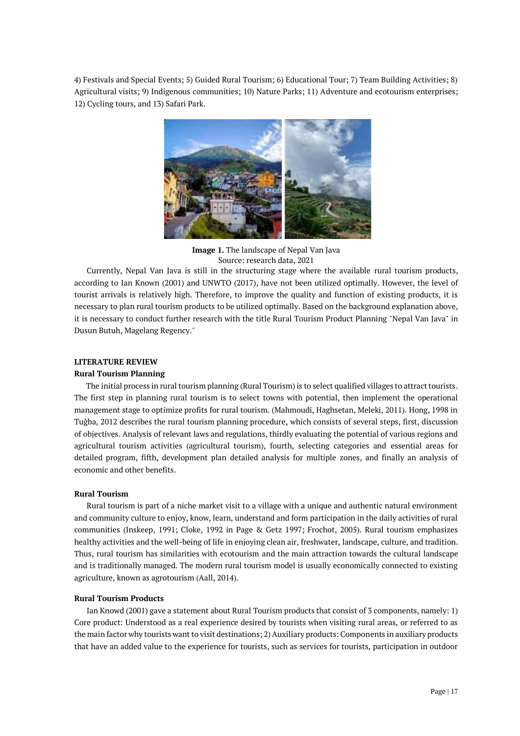4) Festivals and Special Events; 5) Guided Rural Tourism; 6) Educational Tour; 7) Team Building Activities; 8) Agricultural visits; 9) Indigenous communities; 10) Nature Parks; 11) Adventure and ecotourism enterprises; 12) Cycling tours, and 13) Safari Park.

**Image 1.** The landscape of Nepal Van Java
Source: research data, 2021

Currently, Nepal Van Java is still in the structuring stage where the available rural tourism products, according to Ian Known (2001) and UNWTO (2017), have not been utilized optimally. However, the level of tourist arrivals is relatively high. Therefore, to improve the quality and function of existing products, it is necessary to plan rural tourism products to be utilized optimally. Based on the background explanation above, it is necessary to conduct further research with the title Rural Tourism Product Planning "Nepal Van Java" in Dusun Butuh, Magelang Regency."

## LITERATURE REVIEW

### Rural Tourism Planning

The initial process in rural tourism planning (Rural Tourism) is to select qualified villages to attract tourists. The first step in planning rural tourism is to select towns with potential, then implement the operational management stage to optimize profits for rural tourism. (Mahmoudi, Haghsetan, Meleki, 2011). Hong, 1998 in Tuğba, 2012 describes the rural tourism planning procedure, which consists of several steps, first, discussion of objectives. Analysis of relevant laws and regulations, thirdly evaluating the potential of various regions and agricultural tourism activities (agricultural tourism), fourth, selecting categories and essential areas for detailed program, fifth, development plan detailed analysis for multiple zones, and finally an analysis of economic and other benefits.

### Rural Tourism

Rural tourism is part of a niche market visit to a village with a unique and authentic natural environment and community culture to enjoy, know, learn, understand and form participation in the daily activities of rural communities (Inskeep, 1991; Cloke, 1992 in Page & Getz 1997; Frochot, 2005). Rural tourism emphasizes healthy activities and the well-being of life in enjoying clean air, freshwater, landscape, culture, and tradition. Thus, rural tourism has similarities with ecotourism and the main attraction towards the cultural landscape and is traditionally managed. The modern rural tourism model is usually economically connected to existing agriculture, known as agrotourism (Aall, 2014).

### Rural Tourism Products

Ian Knowd (2001) gave a statement about Rural Tourism products that consist of 3 components, namely: 1) Core product: Understood as a real experience desired by tourists when visiting rural areas, or referred to as the main factor why tourists want to visit destinations; 2) Auxiliary products: Components in auxiliary products that have an added value to the experience for tourists, such as services for tourists, participation in outdoor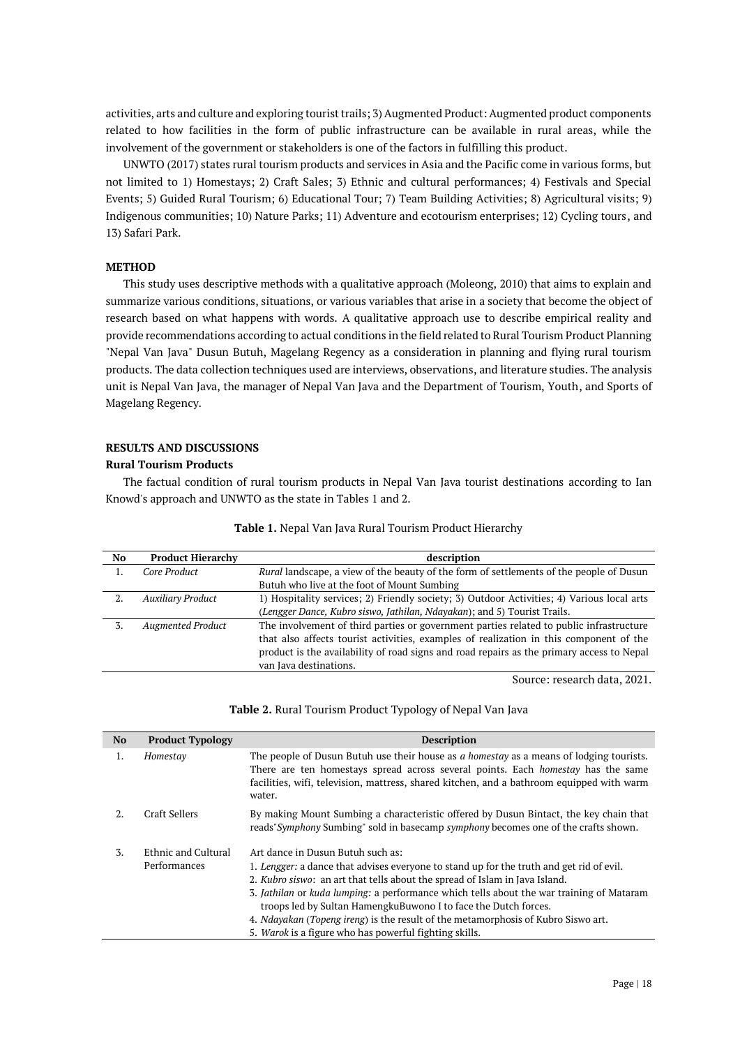activities, arts and culture and exploring tourist trails; 3) Augmented Product: Augmented product components related to how facilities in the form of public infrastructure can be available in rural areas, while the involvement of the government or stakeholders is one of the factors in fulfilling this product.

UNWTO (2017) states rural tourism products and services in Asia and the Pacific come in various forms, but not limited to 1) Homestays; 2) Craft Sales; 3) Ethnic and cultural performances; 4) Festivals and Special Events; 5) Guided Rural Tourism; 6) Educational Tour; 7) Team Building Activities; 8) Agricultural visits; 9) Indigenous communities; 10) Nature Parks; 11) Adventure and ecotourism enterprises; 12) Cycling tours, and 13) Safari Park.

**METHOD**

This study uses descriptive methods with a qualitative approach (Moleong, 2010) that aims to explain and summarize various conditions, situations, or various variables that arise in a society that become the object of research based on what happens with words. A qualitative approach use to describe empirical reality and provide recommendations according to actual conditions in the field related to Rural Tourism Product Planning "Nepal Van Java" Dusun Butuh, Magelang Regency as a consideration in planning and flying rural tourism products. The data collection techniques used are interviews, observations, and literature studies. The analysis unit is Nepal Van Java, the manager of Nepal Van Java and the Department of Tourism, Youth, and Sports of Magelang Regency.

**RESULTS AND DISCUSSIONS**

**Rural Tourism Products**

The factual condition of rural tourism products in Nepal Van Java tourist destinations according to Ian Knowd's approach and UNWTO as the state in Tables 1 and 2.

**Table 1.** Nepal Van Java Rural Tourism Product Hierarchy

| No | Product Hierarchy | description |
|---|---|---|
| 1. | *Core Product* | *Rural* landscape, a view of the beauty of the form of settlements of the people of Dusun Butuh who live at the foot of Mount Sumbing |
| 2. | *Auxiliary Product* | 1) Hospitality services; 2) Friendly society; 3) Outdoor Activities; 4) Various local arts (*Lengger Dance, Kubro siswo, Jathilan, Ndayakan*); and 5) Tourist Trails. |
| 3. | *Augmented Product* | The involvement of third parties or government parties related to public infrastructure that also affects tourist activities, examples of realization in this component of the product is the availability of road signs and road repairs as the primary access to Nepal van Java destinations. |

Source: research data, 2021.

**Table 2.** Rural Tourism Product Typology of Nepal Van Java

| No | Product Typology | Description |
|---|---|---|
| 1. | *Homestay* | The people of Dusun Butuh use their house as *a homestay* as a means of lodging tourists. There are ten homestays spread across several points. Each *homestay* has the same facilities, wifi, television, mattress, shared kitchen, and a bathroom equipped with warm water. |
| 2. | Craft Sellers | By making Mount Sumbing a characteristic offered by Dusun Bintact, the key chain that reads"*Symphony* Sumbing" sold in basecamp *symphony* becomes one of the crafts shown. |
| 3. | Ethnic and Cultural Performances | Art dance in Dusun Butuh such as: 1. *Lengger:* a dance that advises everyone to stand up for the truth and get rid of evil. 2. *Kubro siswo*: an art that tells about the spread of Islam in Java Island. 3. *Jathilan* or *kuda lumping:* a performance which tells about the war training of Mataram troops led by Sultan HamengkuBuwono I to face the Dutch forces. 4. *Ndayakan* (*Topeng ireng*) is the result of the metamorphosis of Kubro Siswo art. 5. *Warok* is a figure who has powerful fighting skills. |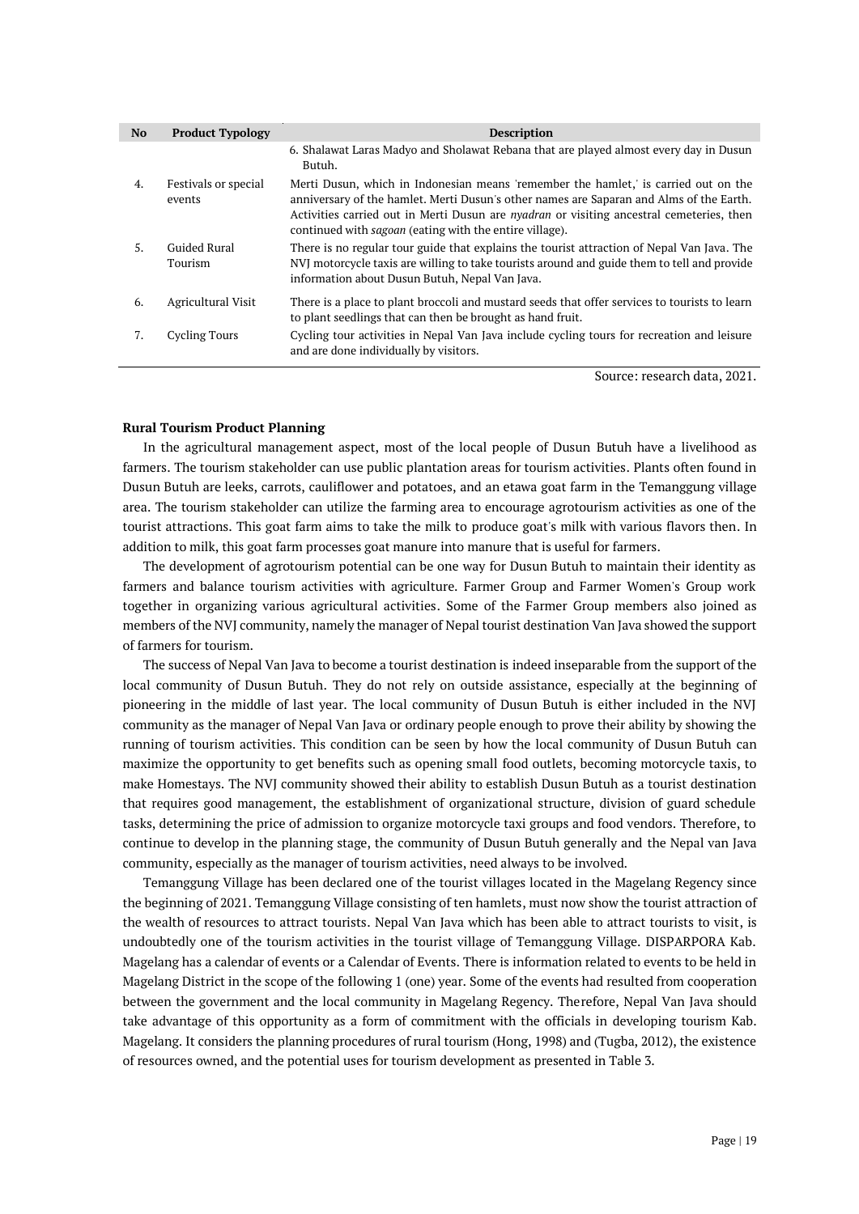| No | Product Typology | Description |
|---|---|---|
| | | 6. Shalawat Laras Madyo and Sholawat Rebana that are played almost every day in Dusun Butuh. |
| 4. | Festivals or special events | Merti Dusun, which in Indonesian means 'remember the hamlet,' is carried out on the anniversary of the hamlet. Merti Dusun's other names are Saparan and Alms of the Earth. Activities carried out in Merti Dusun are *nyadran* or visiting ancestral cemeteries, then continued with *sagoan* (eating with the entire village). |
| 5. | Guided Rural Tourism | There is no regular tour guide that explains the tourist attraction of Nepal Van Java. The NVJ motorcycle taxis are willing to take tourists around and guide them to tell and provide information about Dusun Butuh, Nepal Van Java. |
| 6. | Agricultural Visit | There is a place to plant broccoli and mustard seeds that offer services to tourists to learn to plant seedlings that can then be brought as hand fruit. |
| 7. | Cycling Tours | Cycling tour activities in Nepal Van Java include cycling tours for recreation and leisure and are done individually by visitors. |

Source: research data, 2021.

**Rural Tourism Product Planning**

In the agricultural management aspect, most of the local people of Dusun Butuh have a livelihood as farmers. The tourism stakeholder can use public plantation areas for tourism activities. Plants often found in Dusun Butuh are leeks, carrots, cauliflower and potatoes, and an etawa goat farm in the Temanggung village area. The tourism stakeholder can utilize the farming area to encourage agrotourism activities as one of the tourist attractions. This goat farm aims to take the milk to produce goat's milk with various flavors then. In addition to milk, this goat farm processes goat manure into manure that is useful for farmers.

The development of agrotourism potential can be one way for Dusun Butuh to maintain their identity as farmers and balance tourism activities with agriculture. Farmer Group and Farmer Women's Group work together in organizing various agricultural activities. Some of the Farmer Group members also joined as members of the NVJ community, namely the manager of Nepal tourist destination Van Java showed the support of farmers for tourism.

The success of Nepal Van Java to become a tourist destination is indeed inseparable from the support of the local community of Dusun Butuh. They do not rely on outside assistance, especially at the beginning of pioneering in the middle of last year. The local community of Dusun Butuh is either included in the NVJ community as the manager of Nepal Van Java or ordinary people enough to prove their ability by showing the running of tourism activities. This condition can be seen by how the local community of Dusun Butuh can maximize the opportunity to get benefits such as opening small food outlets, becoming motorcycle taxis, to make Homestays. The NVJ community showed their ability to establish Dusun Butuh as a tourist destination that requires good management, the establishment of organizational structure, division of guard schedule tasks, determining the price of admission to organize motorcycle taxi groups and food vendors. Therefore, to continue to develop in the planning stage, the community of Dusun Butuh generally and the Nepal van Java community, especially as the manager of tourism activities, need always to be involved.

Temanggung Village has been declared one of the tourist villages located in the Magelang Regency since the beginning of 2021. Temanggung Village consisting of ten hamlets, must now show the tourist attraction of the wealth of resources to attract tourists. Nepal Van Java which has been able to attract tourists to visit, is undoubtedly one of the tourism activities in the tourist village of Temanggung Village. DISPARPORA Kab. Magelang has a calendar of events or a Calendar of Events. There is information related to events to be held in Magelang District in the scope of the following 1 (one) year. Some of the events had resulted from cooperation between the government and the local community in Magelang Regency. Therefore, Nepal Van Java should take advantage of this opportunity as a form of commitment with the officials in developing tourism Kab. Magelang. It considers the planning procedures of rural tourism (Hong, 1998) and (Tugba, 2012), the existence of resources owned, and the potential uses for tourism development as presented in Table 3.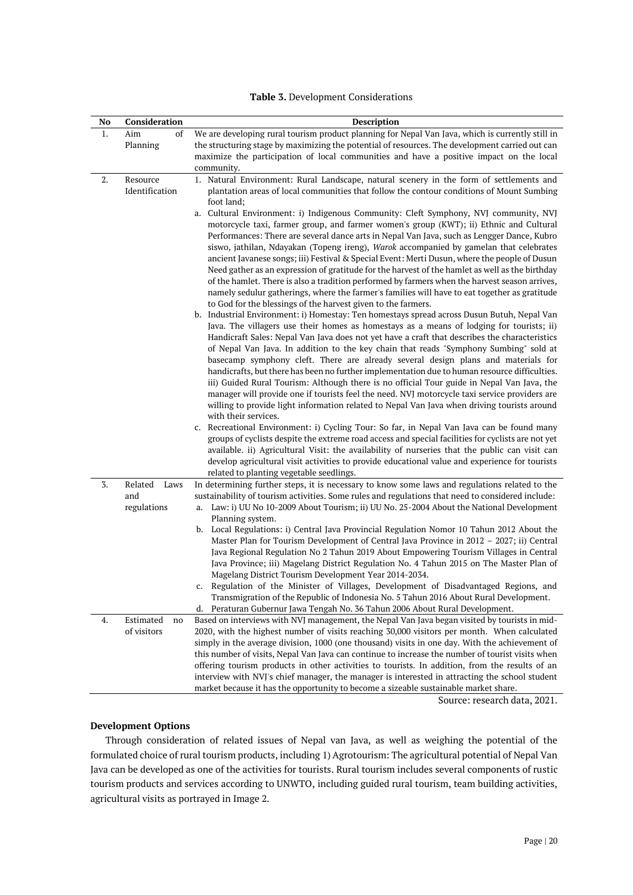**Table 3.** Development Considerations

| No | Consideration | Description |
|---|---|---|
| 1. | Aim of Planning | We are developing rural tourism product planning for Nepal Van Java, which is currently still in the structuring stage by maximizing the potential of resources. The development carried out can maximize the participation of local communities and have a positive impact on the local community. |
| 2. | Resource Identification | 1. Natural Environment: Rural Landscape, natural scenery in the form of settlements and plantation areas of local communities that follow the contour conditions of Mount Sumbing foot land;<br>a. Cultural Environment: i) Indigenous Community: Cleft Symphony, NVJ community, NVJ motorcycle taxi, farmer group, and farmer women's group (KWT); ii) Ethnic and Cultural Performances: There are several dance arts in Nepal Van Java, such as Lengger Dance, Kubro siswo, jathilan, Ndayakan (Topeng ireng), *Warok* accompanied by gamelan that celebrates ancient Javanese songs; iii) Festival & Special Event: Merti Dusun, where the people of Dusun Need gather as an expression of gratitude for the harvest of the hamlet as well as the birthday of the hamlet. There is also a tradition performed by farmers when the harvest season arrives, namely sedulur gatherings, where the farmer's families will have to eat together as gratitude to God for the blessings of the harvest given to the farmers.<br>b. Industrial Environment: i) Homestay: Ten homestays spread across Dusun Butuh, Nepal Van Java. The villagers use their homes as homestays as a means of lodging for tourists; ii) Handicraft Sales: Nepal Van Java does not yet have a craft that describes the characteristics of Nepal Van Java. In addition to the key chain that reads "Symphony Sumbing" sold at basecamp symphony cleft. There are already several design plans and materials for handicrafts, but there has been no further implementation due to human resource difficulties. iii) Guided Rural Tourism: Although there is no official Tour guide in Nepal Van Java, the manager will provide one if tourists feel the need. NVJ motorcycle taxi service providers are willing to provide light information related to Nepal Van Java when driving tourists around with their services.<br>c. Recreational Environment: i) Cycling Tour: So far, in Nepal Van Java can be found many groups of cyclists despite the extreme road access and special facilities for cyclists are not yet available. ii) Agricultural Visit: the availability of nurseries that the public can visit can develop agricultural visit activities to provide educational value and experience for tourists related to planting vegetable seedlings. |
| 3. | Related Laws and regulations | In determining further steps, it is necessary to know some laws and regulations related to the sustainability of tourism activities. Some rules and regulations that need to considered include:<br>a. Law: i) UU No 10-2009 About Tourism; ii) UU No. 25-2004 About the National Development Planning system.<br>b. Local Regulations: i) Central Java Provincial Regulation Nomor 10 Tahun 2012 About the Master Plan for Tourism Development of Central Java Province in 2012 – 2027; ii) Central Java Regional Regulation No 2 Tahun 2019 About Empowering Tourism Villages in Central Java Province; iii) Magelang District Regulation No. 4 Tahun 2015 on The Master Plan of Magelang District Tourism Development Year 2014-2034.<br>c. Regulation of the Minister of Villages, Development of Disadvantaged Regions, and Transmigration of the Republic of Indonesia No. 5 Tahun 2016 About Rural Development.<br>d. Peraturan Gubernur Jawa Tengah No. 36 Tahun 2006 About Rural Development. |
| 4. | Estimated no of visitors | Based on interviews with NVJ management, the Nepal Van Java began visited by tourists in mid-2020, with the highest number of visits reaching 30,000 visitors per month. When calculated simply in the average division, 1000 (one thousand) visits in one day. With the achievement of this number of visits, Nepal Van Java can continue to increase the number of tourist visits when offering tourism products in other activities to tourists. In addition, from the results of an interview with NVJ's chief manager, the manager is interested in attracting the school student market because it has the opportunity to become a sizeable sustainable market share. |

Source: research data, 2021.

### Development Options

Through consideration of related issues of Nepal van Java, as well as weighing the potential of the formulated choice of rural tourism products, including 1) Agrotourism: The agricultural potential of Nepal Van Java can be developed as one of the activities for tourists. Rural tourism includes several components of rustic tourism products and services according to UNWTO, including guided rural tourism, team building activities, agricultural visits as portrayed in Image 2.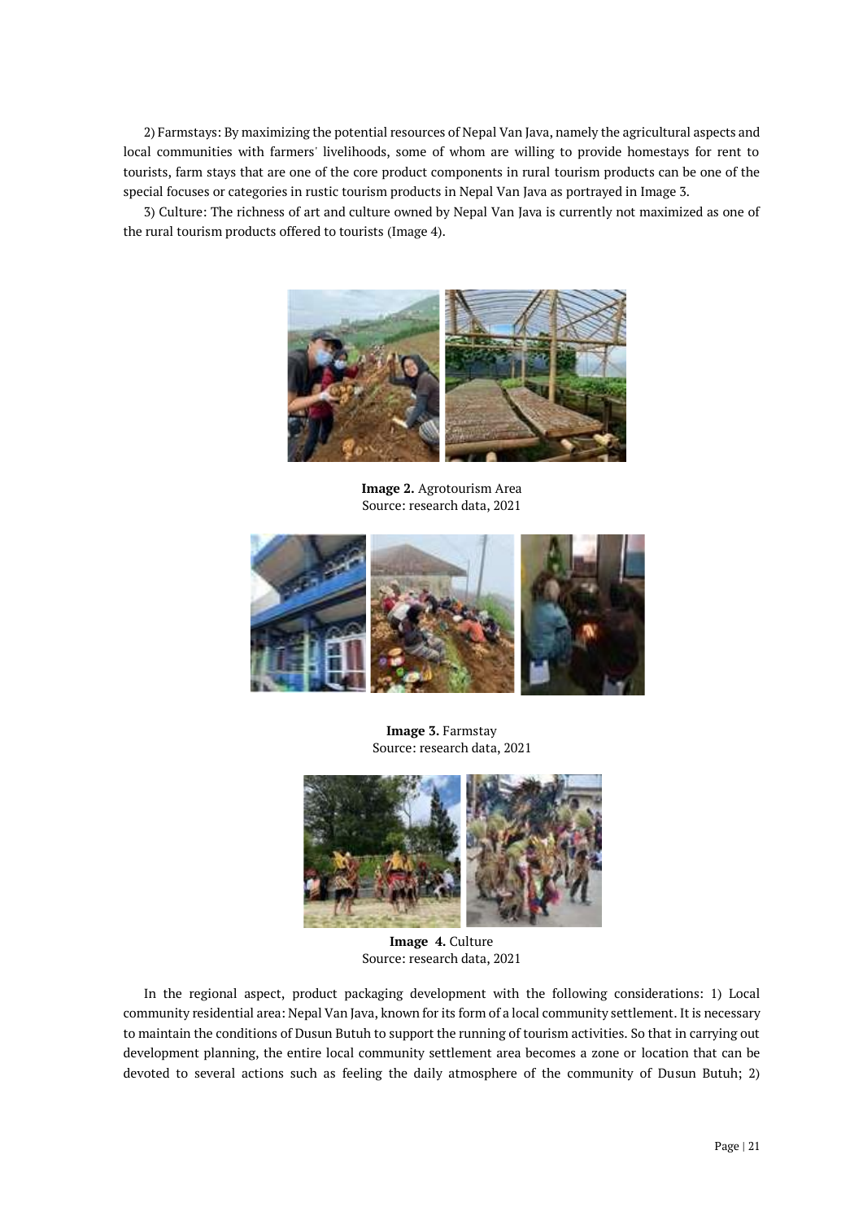2) Farmstays: By maximizing the potential resources of Nepal Van Java, namely the agricultural aspects and local communities with farmers' livelihoods, some of whom are willing to provide homestays for rent to tourists, farm stays that are one of the core product components in rural tourism products can be one of the special focuses or categories in rustic tourism products in Nepal Van Java as portrayed in Image 3.

3) Culture: The richness of art and culture owned by Nepal Van Java is currently not maximized as one of the rural tourism products offered to tourists (Image 4).

**Image 2.** Agrotourism Area
Source: research data, 2021

**Image 3.** Farmstay
Source: research data, 2021

**Image 4.** Culture
Source: research data, 2021

In the regional aspect, product packaging development with the following considerations: 1) Local community residential area: Nepal Van Java, known for its form of a local community settlement. It is necessary to maintain the conditions of Dusun Butuh to support the running of tourism activities. So that in carrying out development planning, the entire local community settlement area becomes a zone or location that can be devoted to several actions such as feeling the daily atmosphere of the community of Dusun Butuh; 2)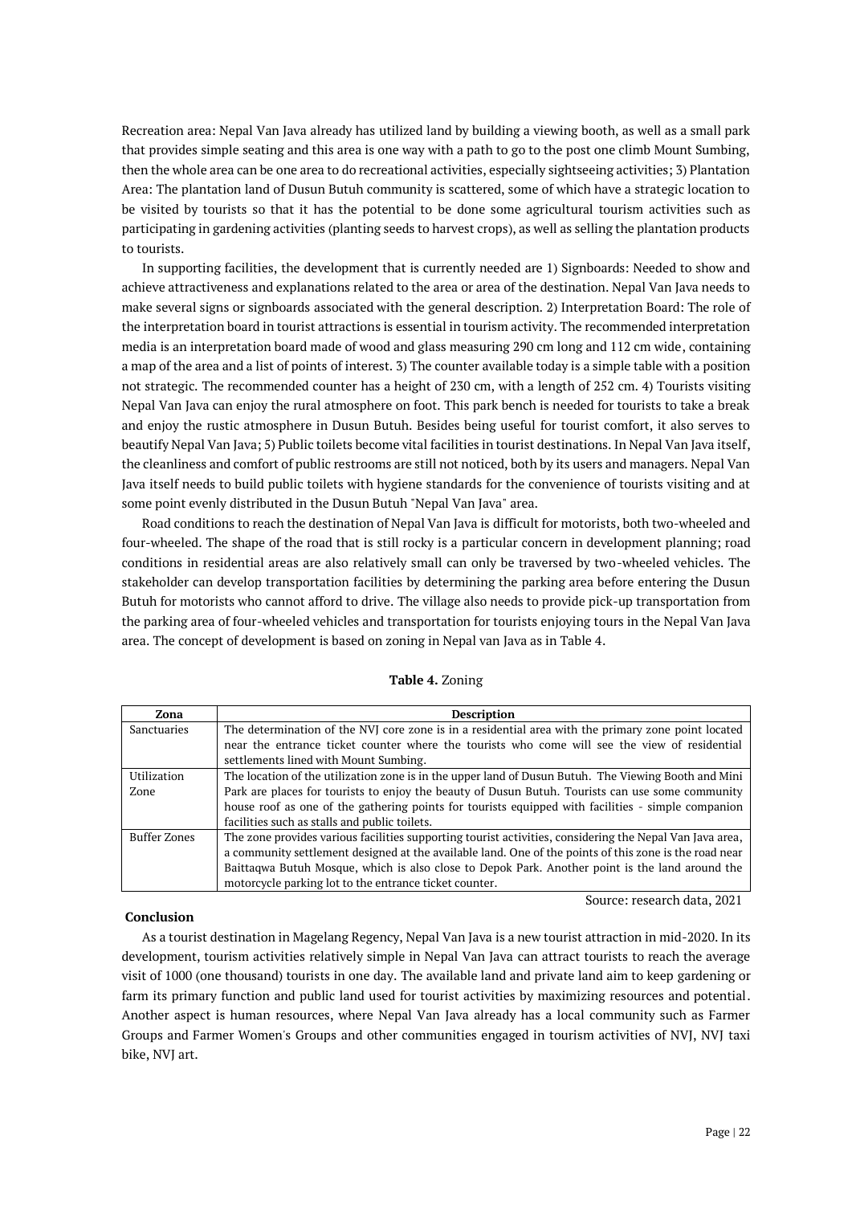Recreation area: Nepal Van Java already has utilized land by building a viewing booth, as well as a small park that provides simple seating and this area is one way with a path to go to the post one climb Mount Sumbing, then the whole area can be one area to do recreational activities, especially sightseeing activities; 3) Plantation Area: The plantation land of Dusun Butuh community is scattered, some of which have a strategic location to be visited by tourists so that it has the potential to be done some agricultural tourism activities such as participating in gardening activities (planting seeds to harvest crops), as well as selling the plantation products to tourists.

In supporting facilities, the development that is currently needed are 1) Signboards: Needed to show and achieve attractiveness and explanations related to the area or area of the destination. Nepal Van Java needs to make several signs or signboards associated with the general description. 2) Interpretation Board: The role of the interpretation board in tourist attractions is essential in tourism activity. The recommended interpretation media is an interpretation board made of wood and glass measuring 290 cm long and 112 cm wide, containing a map of the area and a list of points of interest. 3) The counter available today is a simple table with a position not strategic. The recommended counter has a height of 230 cm, with a length of 252 cm. 4) Tourists visiting Nepal Van Java can enjoy the rural atmosphere on foot. This park bench is needed for tourists to take a break and enjoy the rustic atmosphere in Dusun Butuh. Besides being useful for tourist comfort, it also serves to beautify Nepal Van Java; 5) Public toilets become vital facilities in tourist destinations. In Nepal Van Java itself, the cleanliness and comfort of public restrooms are still not noticed, both by its users and managers. Nepal Van Java itself needs to build public toilets with hygiene standards for the convenience of tourists visiting and at some point evenly distributed in the Dusun Butuh "Nepal Van Java" area.

Road conditions to reach the destination of Nepal Van Java is difficult for motorists, both two-wheeled and four-wheeled. The shape of the road that is still rocky is a particular concern in development planning; road conditions in residential areas are also relatively small can only be traversed by two-wheeled vehicles. The stakeholder can develop transportation facilities by determining the parking area before entering the Dusun Butuh for motorists who cannot afford to drive. The village also needs to provide pick-up transportation from the parking area of four-wheeled vehicles and transportation for tourists enjoying tours in the Nepal Van Java area. The concept of development is based on zoning in Nepal van Java as in Table 4.

**Table 4.** Zoning

| Zona | Description |
|---|---|
| Sanctuaries | The determination of the NVJ core zone is in a residential area with the primary zone point located near the entrance ticket counter where the tourists who come will see the view of residential settlements lined with Mount Sumbing. |
| Utilization Zone | The location of the utilization zone is in the upper land of Dusun Butuh. The Viewing Booth and Mini Park are places for tourists to enjoy the beauty of Dusun Butuh. Tourists can use some community house roof as one of the gathering points for tourists equipped with facilities - simple companion facilities such as stalls and public toilets. |
| Buffer Zones | The zone provides various facilities supporting tourist activities, considering the Nepal Van Java area, a community settlement designed at the available land. One of the points of this zone is the road near Baittaqwa Butuh Mosque, which is also close to Depok Park. Another point is the land around the motorcycle parking lot to the entrance ticket counter. |

Source: research data, 2021

## Conclusion

As a tourist destination in Magelang Regency, Nepal Van Java is a new tourist attraction in mid-2020. In its development, tourism activities relatively simple in Nepal Van Java can attract tourists to reach the average visit of 1000 (one thousand) tourists in one day. The available land and private land aim to keep gardening or farm its primary function and public land used for tourist activities by maximizing resources and potential. Another aspect is human resources, where Nepal Van Java already has a local community such as Farmer Groups and Farmer Women's Groups and other communities engaged in tourism activities of NVJ, NVJ taxi bike, NVJ art.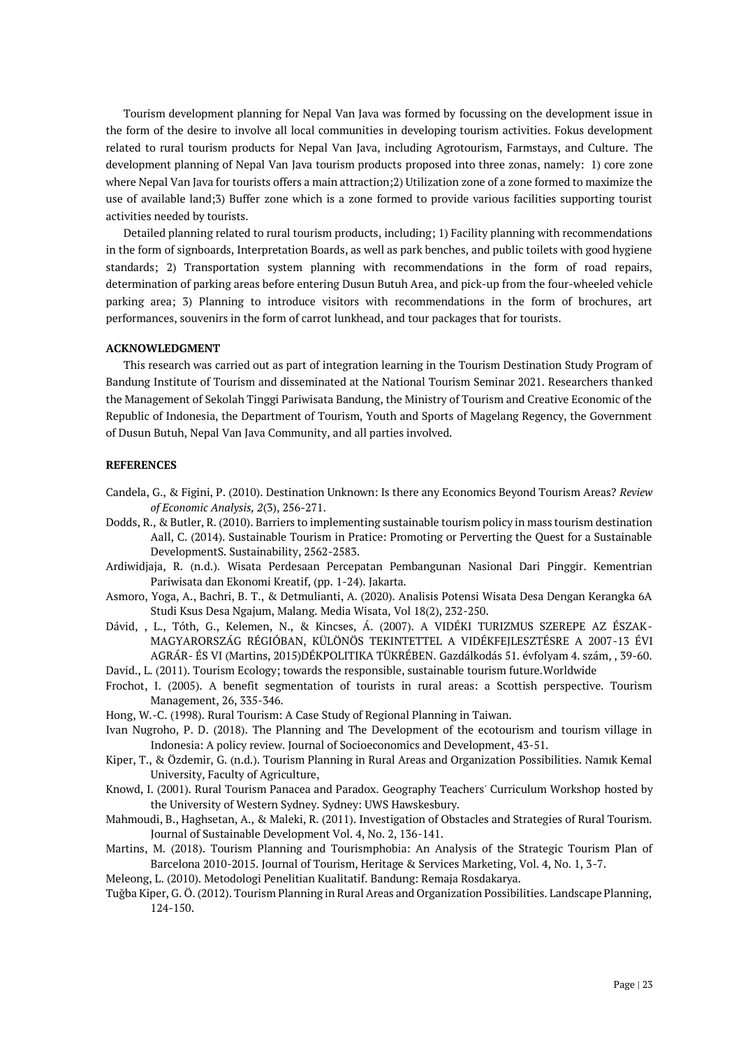Tourism development planning for Nepal Van Java was formed by focussing on the development issue in the form of the desire to involve all local communities in developing tourism activities. Fokus development related to rural tourism products for Nepal Van Java, including Agrotourism, Farmstays, and Culture. The development planning of Nepal Van Java tourism products proposed into three zonas, namely: 1) core zone where Nepal Van Java for tourists offers a main attraction;2) Utilization zone of a zone formed to maximize the use of available land;3) Buffer zone which is a zone formed to provide various facilities supporting tourist activities needed by tourists.

Detailed planning related to rural tourism products, including; 1) Facility planning with recommendations in the form of signboards, Interpretation Boards, as well as park benches, and public toilets with good hygiene standards; 2) Transportation system planning with recommendations in the form of road repairs, determination of parking areas before entering Dusun Butuh Area, and pick-up from the four-wheeled vehicle parking area; 3) Planning to introduce visitors with recommendations in the form of brochures, art performances, souvenirs in the form of carrot lunkhead, and tour packages that for tourists.

**ACKNOWLEDGMENT**

This research was carried out as part of integration learning in the Tourism Destination Study Program of Bandung Institute of Tourism and disseminated at the National Tourism Seminar 2021. Researchers thanked the Management of Sekolah Tinggi Pariwisata Bandung, the Ministry of Tourism and Creative Economic of the Republic of Indonesia, the Department of Tourism, Youth and Sports of Magelang Regency, the Government of Dusun Butuh, Nepal Van Java Community, and all parties involved.

**REFERENCES**

Candela, G., & Figini, P. (2010). Destination Unknown: Is there any Economics Beyond Tourism Areas? *Review of Economic Analysis, 2*(3), 256-271.

Dodds, R., & Butler, R. (2010). Barriers to implementing sustainable tourism policy in mass tourism destination Aall, C. (2014). Sustainable Tourism in Pratice: Promoting or Perverting the Quest for a Sustainable DevelopmentS. Sustainability, 2562-2583.

Ardiwidjaja, R. (n.d.). Wisata Perdesaan Percepatan Pembangunan Nasional Dari Pinggir. Kementrian Pariwisata dan Ekonomi Kreatif, (pp. 1-24). Jakarta.

Asmoro, Yoga, A., Bachri, B. T., & Detmulianti, A. (2020). Analisis Potensi Wisata Desa Dengan Kerangka 6A Studi Ksus Desa Ngajum, Malang. Media Wisata, Vol 18(2), 232-250.

Dávid, , L., Tóth, G., Kelemen, N., & Kincses, Á. (2007). A VIDÉKI TURIZMUS SZEREPE AZ ÉSZAK-MAGYARORSZÁG RÉGIÓBAN, KÜLÖNÖS TEKINTETTEL A VIDÉKFEJLESZTÉSRE A 2007-13 ÉVI AGRÁR- ÉS VI (Martins, 2015)DÉKPOLITIKA TÜKRÉBEN. Gazdálkodás 51. évfolyam 4. szám, , 39-60.

David., L. (2011). Tourism Ecology; towards the responsible, sustainable tourism future.Worldwide

Frochot, I. (2005). A benefit segmentation of tourists in rural areas: a Scottish perspective. Tourism Management, 26, 335-346.

Hong, W.-C. (1998). Rural Tourism: A Case Study of Regional Planning in Taiwan.

Ivan Nugroho, P. D. (2018). The Planning and The Development of the ecotourism and tourism village in Indonesia: A policy review. Journal of Socioeconomics and Development, 43-51.

Kiper, T., & Özdemir, G. (n.d.). Tourism Planning in Rural Areas and Organization Possibilities. Namık Kemal University, Faculty of Agriculture,

Knowd, I. (2001). Rural Tourism Panacea and Paradox. Geography Teachers' Curriculum Workshop hosted by the University of Western Sydney. Sydney: UWS Hawskesbury.

Mahmoudi, B., Haghsetan, A., & Maleki, R. (2011). Investigation of Obstacles and Strategies of Rural Tourism. Journal of Sustainable Development Vol. 4, No. 2, 136-141.

Martins, M. (2018). Tourism Planning and Tourismphobia: An Analysis of the Strategic Tourism Plan of Barcelona 2010-2015. Journal of Tourism, Heritage & Services Marketing, Vol. 4, No. 1, 3-7.

Meleong, L. (2010). Metodologi Penelitian Kualitatif. Bandung: Remaja Rosdakarya.

Tuğba Kiper, G. Ö. (2012). Tourism Planning in Rural Areas and Organization Possibilities. Landscape Planning, 124-150.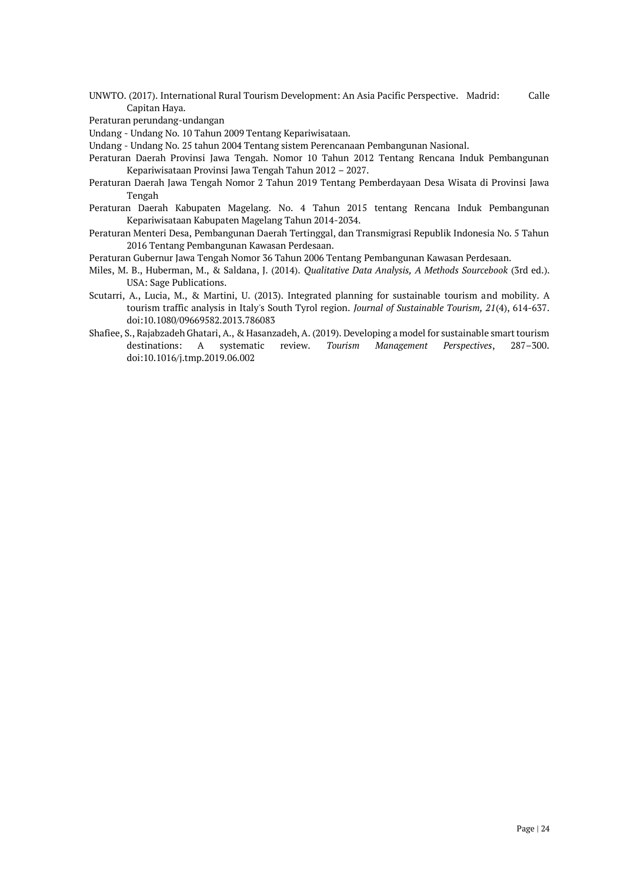UNWTO. (2017). International Rural Tourism Development: An Asia Pacific Perspective. Madrid: Calle Capitan Haya.

Peraturan perundang-undangan

Undang - Undang No. 10 Tahun 2009 Tentang Kepariwisataan.

Undang - Undang No. 25 tahun 2004 Tentang sistem Perencanaan Pembangunan Nasional.

Peraturan Daerah Provinsi Jawa Tengah. Nomor 10 Tahun 2012 Tentang Rencana Induk Pembangunan Kepariwisataan Provinsi Jawa Tengah Tahun 2012 – 2027.

Peraturan Daerah Jawa Tengah Nomor 2 Tahun 2019 Tentang Pemberdayaan Desa Wisata di Provinsi Jawa Tengah

Peraturan Daerah Kabupaten Magelang. No. 4 Tahun 2015 tentang Rencana Induk Pembangunan Kepariwisataan Kabupaten Magelang Tahun 2014-2034.

Peraturan Menteri Desa, Pembangunan Daerah Tertinggal, dan Transmigrasi Republik Indonesia No. 5 Tahun 2016 Tentang Pembangunan Kawasan Perdesaan.

Peraturan Gubernur Jawa Tengah Nomor 36 Tahun 2006 Tentang Pembangunan Kawasan Perdesaan.

Miles, M. B., Huberman, M., & Saldana, J. (2014). *Qualitative Data Analysis, A Methods Sourcebook* (3rd ed.). USA: Sage Publications.

Scutarri, A., Lucia, M., & Martini, U. (2013). Integrated planning for sustainable tourism and mobility. A tourism traffic analysis in Italy's South Tyrol region. *Journal of Sustainable Tourism, 21*(4), 614-637. doi:10.1080/09669582.2013.786083

Shafiee, S., Rajabzadeh Ghatari, A., & Hasanzadeh, A. (2019). Developing a model for sustainable smart tourism destinations: A systematic review. *Tourism Management Perspectives*, 287–300. doi:10.1016/j.tmp.2019.06.002